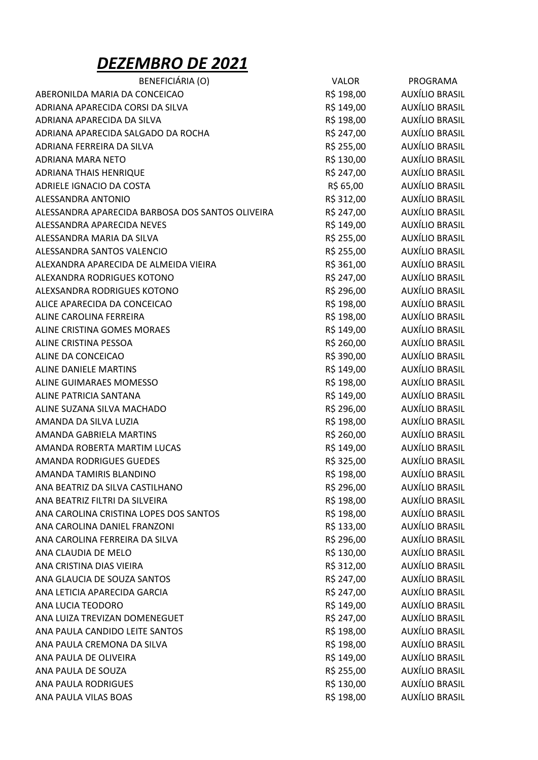# ***DEZEMBRO DE 2021***

| BENEFICIÁRIA (O) | VALOR | PROGRAMA |
|---|---|---|
| ABERONILDA MARIA DA CONCEICAO | R$ 198,00 | AUXÍLIO BRASIL |
| ADRIANA APARECIDA CORSI DA SILVA | R$ 149,00 | AUXÍLIO BRASIL |
| ADRIANA APARECIDA DA SILVA | R$ 198,00 | AUXÍLIO BRASIL |
| ADRIANA APARECIDA SALGADO DA ROCHA | R$ 247,00 | AUXÍLIO BRASIL |
| ADRIANA FERREIRA DA SILVA | R$ 255,00 | AUXÍLIO BRASIL |
| ADRIANA MARA NETO | R$ 130,00 | AUXÍLIO BRASIL |
| ADRIANA THAIS HENRIQUE | R$ 247,00 | AUXÍLIO BRASIL |
| ADRIELE IGNACIO DA COSTA | R$ 65,00 | AUXÍLIO BRASIL |
| ALESSANDRA ANTONIO | R$ 312,00 | AUXÍLIO BRASIL |
| ALESSANDRA APARECIDA BARBOSA DOS SANTOS OLIVEIRA | R$ 247,00 | AUXÍLIO BRASIL |
| ALESSANDRA APARECIDA NEVES | R$ 149,00 | AUXÍLIO BRASIL |
| ALESSANDRA MARIA DA SILVA | R$ 255,00 | AUXÍLIO BRASIL |
| ALESSANDRA SANTOS VALENCIO | R$ 255,00 | AUXÍLIO BRASIL |
| ALEXANDRA APARECIDA DE ALMEIDA VIEIRA | R$ 361,00 | AUXÍLIO BRASIL |
| ALEXANDRA RODRIGUES KOTONO | R$ 247,00 | AUXÍLIO BRASIL |
| ALEXSANDRA RODRIGUES KOTONO | R$ 296,00 | AUXÍLIO BRASIL |
| ALICE APARECIDA DA CONCEICAO | R$ 198,00 | AUXÍLIO BRASIL |
| ALINE CAROLINA FERREIRA | R$ 198,00 | AUXÍLIO BRASIL |
| ALINE CRISTINA GOMES MORAES | R$ 149,00 | AUXÍLIO BRASIL |
| ALINE CRISTINA PESSOA | R$ 260,00 | AUXÍLIO BRASIL |
| ALINE DA CONCEICAO | R$ 390,00 | AUXÍLIO BRASIL |
| ALINE DANIELE MARTINS | R$ 149,00 | AUXÍLIO BRASIL |
| ALINE GUIMARAES MOMESSO | R$ 198,00 | AUXÍLIO BRASIL |
| ALINE PATRICIA SANTANA | R$ 149,00 | AUXÍLIO BRASIL |
| ALINE SUZANA SILVA MACHADO | R$ 296,00 | AUXÍLIO BRASIL |
| AMANDA DA SILVA LUZIA | R$ 198,00 | AUXÍLIO BRASIL |
| AMANDA GABRIELA MARTINS | R$ 260,00 | AUXÍLIO BRASIL |
| AMANDA ROBERTA MARTIM LUCAS | R$ 149,00 | AUXÍLIO BRASIL |
| AMANDA RODRIGUES GUEDES | R$ 325,00 | AUXÍLIO BRASIL |
| AMANDA TAMIRIS BLANDINO | R$ 198,00 | AUXÍLIO BRASIL |
| ANA BEATRIZ DA SILVA CASTILHANO | R$ 296,00 | AUXÍLIO BRASIL |
| ANA BEATRIZ FILTRI DA SILVEIRA | R$ 198,00 | AUXÍLIO BRASIL |
| ANA CAROLINA CRISTINA LOPES DOS SANTOS | R$ 198,00 | AUXÍLIO BRASIL |
| ANA CAROLINA DANIEL FRANZONI | R$ 133,00 | AUXÍLIO BRASIL |
| ANA CAROLINA FERREIRA DA SILVA | R$ 296,00 | AUXÍLIO BRASIL |
| ANA CLAUDIA DE MELO | R$ 130,00 | AUXÍLIO BRASIL |
| ANA CRISTINA DIAS VIEIRA | R$ 312,00 | AUXÍLIO BRASIL |
| ANA GLAUCIA DE SOUZA SANTOS | R$ 247,00 | AUXÍLIO BRASIL |
| ANA LETICIA APARECIDA GARCIA | R$ 247,00 | AUXÍLIO BRASIL |
| ANA LUCIA TEODORO | R$ 149,00 | AUXÍLIO BRASIL |
| ANA LUIZA TREVIZAN DOMENEGUET | R$ 247,00 | AUXÍLIO BRASIL |
| ANA PAULA CANDIDO LEITE SANTOS | R$ 198,00 | AUXÍLIO BRASIL |
| ANA PAULA CREMONA DA SILVA | R$ 198,00 | AUXÍLIO BRASIL |
| ANA PAULA DE OLIVEIRA | R$ 149,00 | AUXÍLIO BRASIL |
| ANA PAULA DE SOUZA | R$ 255,00 | AUXÍLIO BRASIL |
| ANA PAULA RODRIGUES | R$ 130,00 | AUXÍLIO BRASIL |
| ANA PAULA VILAS BOAS | R$ 198,00 | AUXÍLIO BRASIL |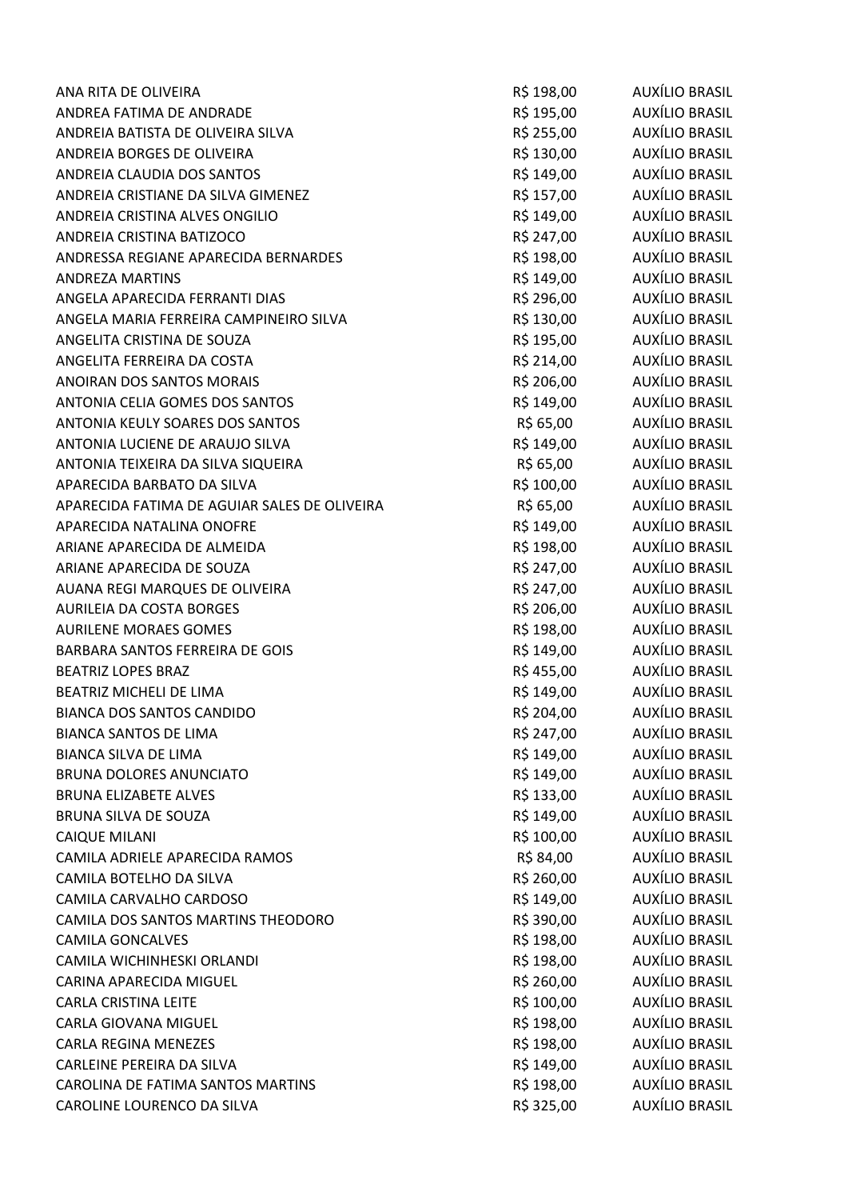| | | |
|---|---|---|
| ANA RITA DE OLIVEIRA | R$ 198,00 | AUXÍLIO BRASIL |
| ANDREA FATIMA DE ANDRADE | R$ 195,00 | AUXÍLIO BRASIL |
| ANDREIA BATISTA DE OLIVEIRA SILVA | R$ 255,00 | AUXÍLIO BRASIL |
| ANDREIA BORGES DE OLIVEIRA | R$ 130,00 | AUXÍLIO BRASIL |
| ANDREIA CLAUDIA DOS SANTOS | R$ 149,00 | AUXÍLIO BRASIL |
| ANDREIA CRISTIANE DA SILVA GIMENEZ | R$ 157,00 | AUXÍLIO BRASIL |
| ANDREIA CRISTINA ALVES ONGILIO | R$ 149,00 | AUXÍLIO BRASIL |
| ANDREIA CRISTINA BATIZOCO | R$ 247,00 | AUXÍLIO BRASIL |
| ANDRESSA REGIANE APARECIDA BERNARDES | R$ 198,00 | AUXÍLIO BRASIL |
| ANDREZA MARTINS | R$ 149,00 | AUXÍLIO BRASIL |
| ANGELA APARECIDA FERRANTI DIAS | R$ 296,00 | AUXÍLIO BRASIL |
| ANGELA MARIA FERREIRA CAMPINEIRO SILVA | R$ 130,00 | AUXÍLIO BRASIL |
| ANGELITA CRISTINA DE SOUZA | R$ 195,00 | AUXÍLIO BRASIL |
| ANGELITA FERREIRA DA COSTA | R$ 214,00 | AUXÍLIO BRASIL |
| ANOIRAN DOS SANTOS MORAIS | R$ 206,00 | AUXÍLIO BRASIL |
| ANTONIA CELIA GOMES DOS SANTOS | R$ 149,00 | AUXÍLIO BRASIL |
| ANTONIA KEULY SOARES DOS SANTOS | R$ 65,00 | AUXÍLIO BRASIL |
| ANTONIA LUCIENE DE ARAUJO SILVA | R$ 149,00 | AUXÍLIO BRASIL |
| ANTONIA TEIXEIRA DA SILVA SIQUEIRA | R$ 65,00 | AUXÍLIO BRASIL |
| APARECIDA BARBATO DA SILVA | R$ 100,00 | AUXÍLIO BRASIL |
| APARECIDA FATIMA DE AGUIAR SALES DE OLIVEIRA | R$ 65,00 | AUXÍLIO BRASIL |
| APARECIDA NATALINA ONOFRE | R$ 149,00 | AUXÍLIO BRASIL |
| ARIANE APARECIDA DE ALMEIDA | R$ 198,00 | AUXÍLIO BRASIL |
| ARIANE APARECIDA DE SOUZA | R$ 247,00 | AUXÍLIO BRASIL |
| AUANA REGI MARQUES DE OLIVEIRA | R$ 247,00 | AUXÍLIO BRASIL |
| AURILEIA DA COSTA BORGES | R$ 206,00 | AUXÍLIO BRASIL |
| AURILENE MORAES GOMES | R$ 198,00 | AUXÍLIO BRASIL |
| BARBARA SANTOS FERREIRA DE GOIS | R$ 149,00 | AUXÍLIO BRASIL |
| BEATRIZ LOPES BRAZ | R$ 455,00 | AUXÍLIO BRASIL |
| BEATRIZ MICHELI DE LIMA | R$ 149,00 | AUXÍLIO BRASIL |
| BIANCA DOS SANTOS CANDIDO | R$ 204,00 | AUXÍLIO BRASIL |
| BIANCA SANTOS DE LIMA | R$ 247,00 | AUXÍLIO BRASIL |
| BIANCA SILVA DE LIMA | R$ 149,00 | AUXÍLIO BRASIL |
| BRUNA DOLORES ANUNCIATO | R$ 149,00 | AUXÍLIO BRASIL |
| BRUNA ELIZABETE ALVES | R$ 133,00 | AUXÍLIO BRASIL |
| BRUNA SILVA DE SOUZA | R$ 149,00 | AUXÍLIO BRASIL |
| CAIQUE MILANI | R$ 100,00 | AUXÍLIO BRASIL |
| CAMILA ADRIELE APARECIDA RAMOS | R$ 84,00 | AUXÍLIO BRASIL |
| CAMILA BOTELHO DA SILVA | R$ 260,00 | AUXÍLIO BRASIL |
| CAMILA CARVALHO CARDOSO | R$ 149,00 | AUXÍLIO BRASIL |
| CAMILA DOS SANTOS MARTINS THEODORO | R$ 390,00 | AUXÍLIO BRASIL |
| CAMILA GONCALVES | R$ 198,00 | AUXÍLIO BRASIL |
| CAMILA WICHINHESKI ORLANDI | R$ 198,00 | AUXÍLIO BRASIL |
| CARINA APARECIDA MIGUEL | R$ 260,00 | AUXÍLIO BRASIL |
| CARLA CRISTINA LEITE | R$ 100,00 | AUXÍLIO BRASIL |
| CARLA GIOVANA MIGUEL | R$ 198,00 | AUXÍLIO BRASIL |
| CARLA REGINA MENEZES | R$ 198,00 | AUXÍLIO BRASIL |
| CARLEINE PEREIRA DA SILVA | R$ 149,00 | AUXÍLIO BRASIL |
| CAROLINA DE FATIMA SANTOS MARTINS | R$ 198,00 | AUXÍLIO BRASIL |
| CAROLINE LOURENCO DA SILVA | R$ 325,00 | AUXÍLIO BRASIL |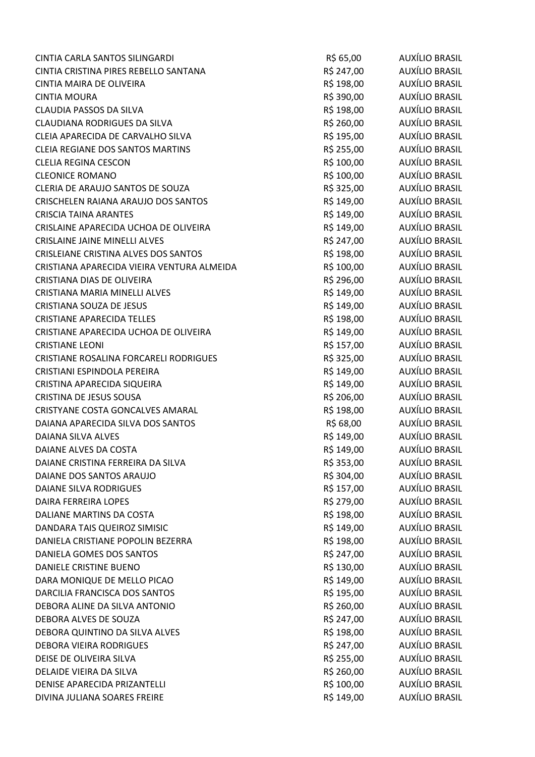| | | |
|---|---|---|
| CINTIA CARLA SANTOS SILINGARDI | R$ 65,00 | AUXÍLIO BRASIL |
| CINTIA CRISTINA PIRES REBELLO SANTANA | R$ 247,00 | AUXÍLIO BRASIL |
| CINTIA MAIRA DE OLIVEIRA | R$ 198,00 | AUXÍLIO BRASIL |
| CINTIA MOURA | R$ 390,00 | AUXÍLIO BRASIL |
| CLAUDIA PASSOS DA SILVA | R$ 198,00 | AUXÍLIO BRASIL |
| CLAUDIANA RODRIGUES DA SILVA | R$ 260,00 | AUXÍLIO BRASIL |
| CLEIA APARECIDA DE CARVALHO SILVA | R$ 195,00 | AUXÍLIO BRASIL |
| CLEIA REGIANE DOS SANTOS MARTINS | R$ 255,00 | AUXÍLIO BRASIL |
| CLELIA REGINA CESCON | R$ 100,00 | AUXÍLIO BRASIL |
| CLEONICE ROMANO | R$ 100,00 | AUXÍLIO BRASIL |
| CLERIA DE ARAUJO SANTOS DE SOUZA | R$ 325,00 | AUXÍLIO BRASIL |
| CRISCHELEN RAIANA ARAUJO DOS SANTOS | R$ 149,00 | AUXÍLIO BRASIL |
| CRISCIA TAINA ARANTES | R$ 149,00 | AUXÍLIO BRASIL |
| CRISLAINE APARECIDA UCHOA DE OLIVEIRA | R$ 149,00 | AUXÍLIO BRASIL |
| CRISLAINE JAINE MINELLI ALVES | R$ 247,00 | AUXÍLIO BRASIL |
| CRISLEIANE CRISTINA ALVES DOS SANTOS | R$ 198,00 | AUXÍLIO BRASIL |
| CRISTIANA APARECIDA VIEIRA VENTURA ALMEIDA | R$ 100,00 | AUXÍLIO BRASIL |
| CRISTIANA DIAS DE OLIVEIRA | R$ 296,00 | AUXÍLIO BRASIL |
| CRISTIANA MARIA MINELLI ALVES | R$ 149,00 | AUXÍLIO BRASIL |
| CRISTIANA SOUZA DE JESUS | R$ 149,00 | AUXÍLIO BRASIL |
| CRISTIANE APARECIDA TELLES | R$ 198,00 | AUXÍLIO BRASIL |
| CRISTIANE APARECIDA UCHOA DE OLIVEIRA | R$ 149,00 | AUXÍLIO BRASIL |
| CRISTIANE LEONI | R$ 157,00 | AUXÍLIO BRASIL |
| CRISTIANE ROSALINA FORCARELI RODRIGUES | R$ 325,00 | AUXÍLIO BRASIL |
| CRISTIANI ESPINDOLA PEREIRA | R$ 149,00 | AUXÍLIO BRASIL |
| CRISTINA APARECIDA SIQUEIRA | R$ 149,00 | AUXÍLIO BRASIL |
| CRISTINA DE JESUS SOUSA | R$ 206,00 | AUXÍLIO BRASIL |
| CRISTYANE COSTA GONCALVES AMARAL | R$ 198,00 | AUXÍLIO BRASIL |
| DAIANA APARECIDA SILVA DOS SANTOS | R$ 68,00 | AUXÍLIO BRASIL |
| DAIANA SILVA ALVES | R$ 149,00 | AUXÍLIO BRASIL |
| DAIANE ALVES DA COSTA | R$ 149,00 | AUXÍLIO BRASIL |
| DAIANE CRISTINA FERREIRA DA SILVA | R$ 353,00 | AUXÍLIO BRASIL |
| DAIANE DOS SANTOS ARAUJO | R$ 304,00 | AUXÍLIO BRASIL |
| DAIANE SILVA RODRIGUES | R$ 157,00 | AUXÍLIO BRASIL |
| DAIRA FERREIRA LOPES | R$ 279,00 | AUXÍLIO BRASIL |
| DALIANE MARTINS DA COSTA | R$ 198,00 | AUXÍLIO BRASIL |
| DANDARA TAIS QUEIROZ SIMISIC | R$ 149,00 | AUXÍLIO BRASIL |
| DANIELA CRISTIANE POPOLIN BEZERRA | R$ 198,00 | AUXÍLIO BRASIL |
| DANIELA GOMES DOS SANTOS | R$ 247,00 | AUXÍLIO BRASIL |
| DANIELE CRISTINE BUENO | R$ 130,00 | AUXÍLIO BRASIL |
| DARA MONIQUE DE MELLO PICAO | R$ 149,00 | AUXÍLIO BRASIL |
| DARCILIA FRANCISCA DOS SANTOS | R$ 195,00 | AUXÍLIO BRASIL |
| DEBORA ALINE DA SILVA ANTONIO | R$ 260,00 | AUXÍLIO BRASIL |
| DEBORA ALVES DE SOUZA | R$ 247,00 | AUXÍLIO BRASIL |
| DEBORA QUINTINO DA SILVA ALVES | R$ 198,00 | AUXÍLIO BRASIL |
| DEBORA VIEIRA RODRIGUES | R$ 247,00 | AUXÍLIO BRASIL |
| DEISE DE OLIVEIRA SILVA | R$ 255,00 | AUXÍLIO BRASIL |
| DELAIDE VIEIRA DA SILVA | R$ 260,00 | AUXÍLIO BRASIL |
| DENISE APARECIDA PRIZANTELLI | R$ 100,00 | AUXÍLIO BRASIL |
| DIVINA JULIANA SOARES FREIRE | R$ 149,00 | AUXÍLIO BRASIL |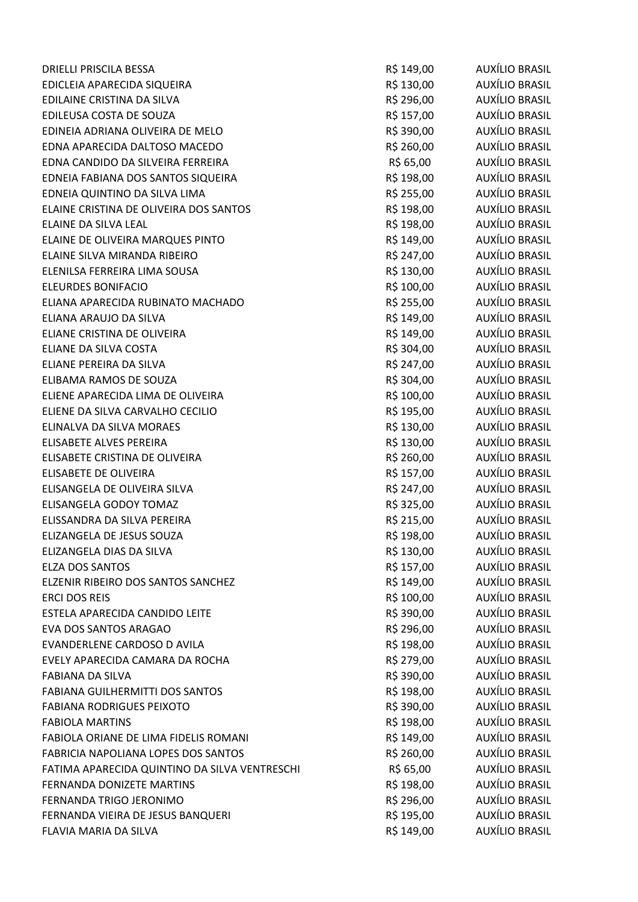| | | |
|---|---|---|
| DRIELLI PRISCILA BESSA | R$ 149,00 | AUXÍLIO BRASIL |
| EDICLEIA APARECIDA SIQUEIRA | R$ 130,00 | AUXÍLIO BRASIL |
| EDILAINE CRISTINA DA SILVA | R$ 296,00 | AUXÍLIO BRASIL |
| EDILEUSA COSTA DE SOUZA | R$ 157,00 | AUXÍLIO BRASIL |
| EDINEIA ADRIANA OLIVEIRA DE MELO | R$ 390,00 | AUXÍLIO BRASIL |
| EDNA APARECIDA DALTOSO MACEDO | R$ 260,00 | AUXÍLIO BRASIL |
| EDNA CANDIDO DA SILVEIRA FERREIRA | R$ 65,00 | AUXÍLIO BRASIL |
| EDNEIA FABIANA DOS SANTOS SIQUEIRA | R$ 198,00 | AUXÍLIO BRASIL |
| EDNEIA QUINTINO DA SILVA LIMA | R$ 255,00 | AUXÍLIO BRASIL |
| ELAINE CRISTINA DE OLIVEIRA DOS SANTOS | R$ 198,00 | AUXÍLIO BRASIL |
| ELAINE DA SILVA LEAL | R$ 198,00 | AUXÍLIO BRASIL |
| ELAINE DE OLIVEIRA MARQUES PINTO | R$ 149,00 | AUXÍLIO BRASIL |
| ELAINE SILVA MIRANDA RIBEIRO | R$ 247,00 | AUXÍLIO BRASIL |
| ELENILSA FERREIRA LIMA SOUSA | R$ 130,00 | AUXÍLIO BRASIL |
| ELEURDES BONIFACIO | R$ 100,00 | AUXÍLIO BRASIL |
| ELIANA APARECIDA RUBINATO MACHADO | R$ 255,00 | AUXÍLIO BRASIL |
| ELIANA ARAUJO DA SILVA | R$ 149,00 | AUXÍLIO BRASIL |
| ELIANE CRISTINA DE OLIVEIRA | R$ 149,00 | AUXÍLIO BRASIL |
| ELIANE DA SILVA COSTA | R$ 304,00 | AUXÍLIO BRASIL |
| ELIANE PEREIRA DA SILVA | R$ 247,00 | AUXÍLIO BRASIL |
| ELIBAMA RAMOS DE SOUZA | R$ 304,00 | AUXÍLIO BRASIL |
| ELIENE APARECIDA LIMA DE OLIVEIRA | R$ 100,00 | AUXÍLIO BRASIL |
| ELIENE DA SILVA CARVALHO CECILIO | R$ 195,00 | AUXÍLIO BRASIL |
| ELINALVA DA SILVA MORAES | R$ 130,00 | AUXÍLIO BRASIL |
| ELISABETE ALVES PEREIRA | R$ 130,00 | AUXÍLIO BRASIL |
| ELISABETE CRISTINA DE OLIVEIRA | R$ 260,00 | AUXÍLIO BRASIL |
| ELISABETE DE OLIVEIRA | R$ 157,00 | AUXÍLIO BRASIL |
| ELISANGELA DE OLIVEIRA SILVA | R$ 247,00 | AUXÍLIO BRASIL |
| ELISANGELA GODOY TOMAZ | R$ 325,00 | AUXÍLIO BRASIL |
| ELISSANDRA DA SILVA PEREIRA | R$ 215,00 | AUXÍLIO BRASIL |
| ELIZANGELA DE JESUS SOUZA | R$ 198,00 | AUXÍLIO BRASIL |
| ELIZANGELA DIAS DA SILVA | R$ 130,00 | AUXÍLIO BRASIL |
| ELZA DOS SANTOS | R$ 157,00 | AUXÍLIO BRASIL |
| ELZENIR RIBEIRO DOS SANTOS SANCHEZ | R$ 149,00 | AUXÍLIO BRASIL |
| ERCI DOS REIS | R$ 100,00 | AUXÍLIO BRASIL |
| ESTELA APARECIDA CANDIDO LEITE | R$ 390,00 | AUXÍLIO BRASIL |
| EVA DOS SANTOS ARAGAO | R$ 296,00 | AUXÍLIO BRASIL |
| EVANDERLENE CARDOSO D AVILA | R$ 198,00 | AUXÍLIO BRASIL |
| EVELY APARECIDA CAMARA DA ROCHA | R$ 279,00 | AUXÍLIO BRASIL |
| FABIANA DA SILVA | R$ 390,00 | AUXÍLIO BRASIL |
| FABIANA GUILHERMITTI DOS SANTOS | R$ 198,00 | AUXÍLIO BRASIL |
| FABIANA RODRIGUES PEIXOTO | R$ 390,00 | AUXÍLIO BRASIL |
| FABIOLA MARTINS | R$ 198,00 | AUXÍLIO BRASIL |
| FABIOLA ORIANE DE LIMA FIDELIS ROMANI | R$ 149,00 | AUXÍLIO BRASIL |
| FABRICIA NAPOLIANA LOPES DOS SANTOS | R$ 260,00 | AUXÍLIO BRASIL |
| FATIMA APARECIDA QUINTINO DA SILVA VENTRESCHI | R$ 65,00 | AUXÍLIO BRASIL |
| FERNANDA DONIZETE MARTINS | R$ 198,00 | AUXÍLIO BRASIL |
| FERNANDA TRIGO JERONIMO | R$ 296,00 | AUXÍLIO BRASIL |
| FERNANDA VIEIRA DE JESUS BANQUERI | R$ 195,00 | AUXÍLIO BRASIL |
| FLAVIA MARIA DA SILVA | R$ 149,00 | AUXÍLIO BRASIL |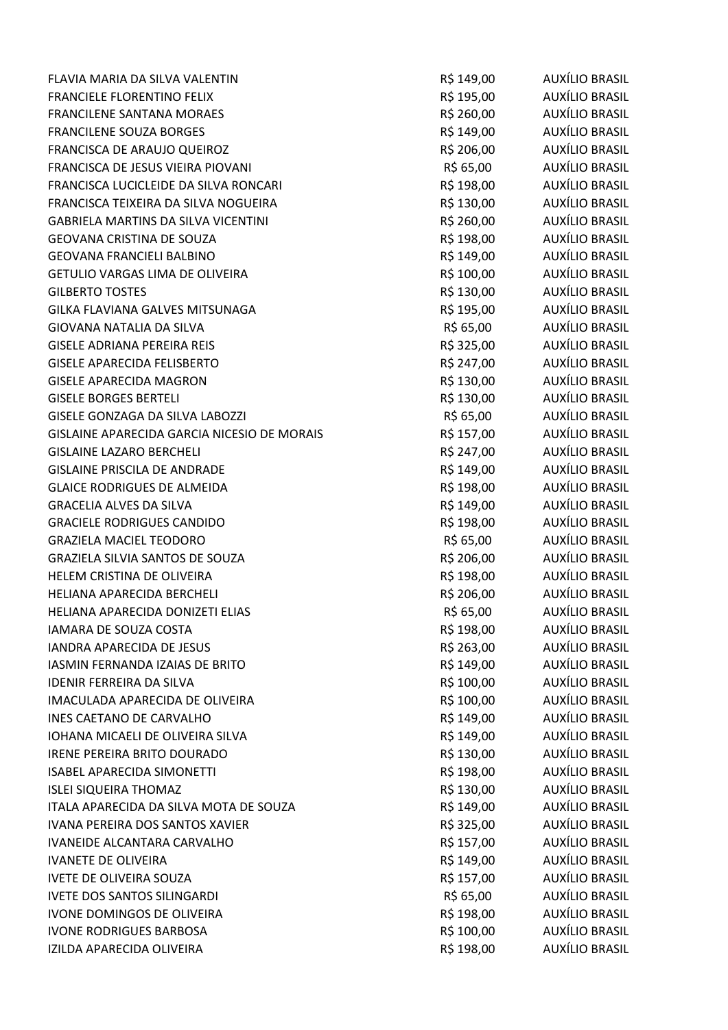| | | |
|---|---|---|
| FLAVIA MARIA DA SILVA VALENTIN | R$ 149,00 | AUXÍLIO BRASIL |
| FRANCIELE FLORENTINO FELIX | R$ 195,00 | AUXÍLIO BRASIL |
| FRANCILENE SANTANA MORAES | R$ 260,00 | AUXÍLIO BRASIL |
| FRANCILENE SOUZA BORGES | R$ 149,00 | AUXÍLIO BRASIL |
| FRANCISCA DE ARAUJO QUEIROZ | R$ 206,00 | AUXÍLIO BRASIL |
| FRANCISCA DE JESUS VIEIRA PIOVANI | R$ 65,00 | AUXÍLIO BRASIL |
| FRANCISCA LUCICLEIDE DA SILVA RONCARI | R$ 198,00 | AUXÍLIO BRASIL |
| FRANCISCA TEIXEIRA DA SILVA NOGUEIRA | R$ 130,00 | AUXÍLIO BRASIL |
| GABRIELA MARTINS DA SILVA VICENTINI | R$ 260,00 | AUXÍLIO BRASIL |
| GEOVANA CRISTINA DE SOUZA | R$ 198,00 | AUXÍLIO BRASIL |
| GEOVANA FRANCIELI BALBINO | R$ 149,00 | AUXÍLIO BRASIL |
| GETULIO VARGAS LIMA DE OLIVEIRA | R$ 100,00 | AUXÍLIO BRASIL |
| GILBERTO TOSTES | R$ 130,00 | AUXÍLIO BRASIL |
| GILKA FLAVIANA GALVES MITSUNAGA | R$ 195,00 | AUXÍLIO BRASIL |
| GIOVANA NATALIA DA SILVA | R$ 65,00 | AUXÍLIO BRASIL |
| GISELE ADRIANA PEREIRA REIS | R$ 325,00 | AUXÍLIO BRASIL |
| GISELE APARECIDA FELISBERTO | R$ 247,00 | AUXÍLIO BRASIL |
| GISELE APARECIDA MAGRON | R$ 130,00 | AUXÍLIO BRASIL |
| GISELE BORGES BERTELI | R$ 130,00 | AUXÍLIO BRASIL |
| GISELE GONZAGA DA SILVA LABOZZI | R$ 65,00 | AUXÍLIO BRASIL |
| GISLAINE APARECIDA GARCIA NICESIO DE MORAIS | R$ 157,00 | AUXÍLIO BRASIL |
| GISLAINE LAZARO BERCHELI | R$ 247,00 | AUXÍLIO BRASIL |
| GISLAINE PRISCILA DE ANDRADE | R$ 149,00 | AUXÍLIO BRASIL |
| GLAICE RODRIGUES DE ALMEIDA | R$ 198,00 | AUXÍLIO BRASIL |
| GRACELIA ALVES DA SILVA | R$ 149,00 | AUXÍLIO BRASIL |
| GRACIELE RODRIGUES CANDIDO | R$ 198,00 | AUXÍLIO BRASIL |
| GRAZIELA MACIEL TEODORO | R$ 65,00 | AUXÍLIO BRASIL |
| GRAZIELA SILVIA SANTOS DE SOUZA | R$ 206,00 | AUXÍLIO BRASIL |
| HELEM CRISTINA DE OLIVEIRA | R$ 198,00 | AUXÍLIO BRASIL |
| HELIANA APARECIDA BERCHELI | R$ 206,00 | AUXÍLIO BRASIL |
| HELIANA APARECIDA DONIZETI ELIAS | R$ 65,00 | AUXÍLIO BRASIL |
| IAMARA DE SOUZA COSTA | R$ 198,00 | AUXÍLIO BRASIL |
| IANDRA APARECIDA DE JESUS | R$ 263,00 | AUXÍLIO BRASIL |
| IASMIN FERNANDA IZAIAS DE BRITO | R$ 149,00 | AUXÍLIO BRASIL |
| IDENIR FERREIRA DA SILVA | R$ 100,00 | AUXÍLIO BRASIL |
| IMACULADA APARECIDA DE OLIVEIRA | R$ 100,00 | AUXÍLIO BRASIL |
| INES CAETANO DE CARVALHO | R$ 149,00 | AUXÍLIO BRASIL |
| IOHANA MICAELI DE OLIVEIRA SILVA | R$ 149,00 | AUXÍLIO BRASIL |
| IRENE PEREIRA BRITO DOURADO | R$ 130,00 | AUXÍLIO BRASIL |
| ISABEL APARECIDA SIMONETTI | R$ 198,00 | AUXÍLIO BRASIL |
| ISLEI SIQUEIRA THOMAZ | R$ 130,00 | AUXÍLIO BRASIL |
| ITALA APARECIDA DA SILVA MOTA DE SOUZA | R$ 149,00 | AUXÍLIO BRASIL |
| IVANA PEREIRA DOS SANTOS XAVIER | R$ 325,00 | AUXÍLIO BRASIL |
| IVANEIDE ALCANTARA CARVALHO | R$ 157,00 | AUXÍLIO BRASIL |
| IVANETE DE OLIVEIRA | R$ 149,00 | AUXÍLIO BRASIL |
| IVETE DE OLIVEIRA SOUZA | R$ 157,00 | AUXÍLIO BRASIL |
| IVETE DOS SANTOS SILINGARDI | R$ 65,00 | AUXÍLIO BRASIL |
| IVONE DOMINGOS DE OLIVEIRA | R$ 198,00 | AUXÍLIO BRASIL |
| IVONE RODRIGUES BARBOSA | R$ 100,00 | AUXÍLIO BRASIL |
| IZILDA APARECIDA OLIVEIRA | R$ 198,00 | AUXÍLIO BRASIL |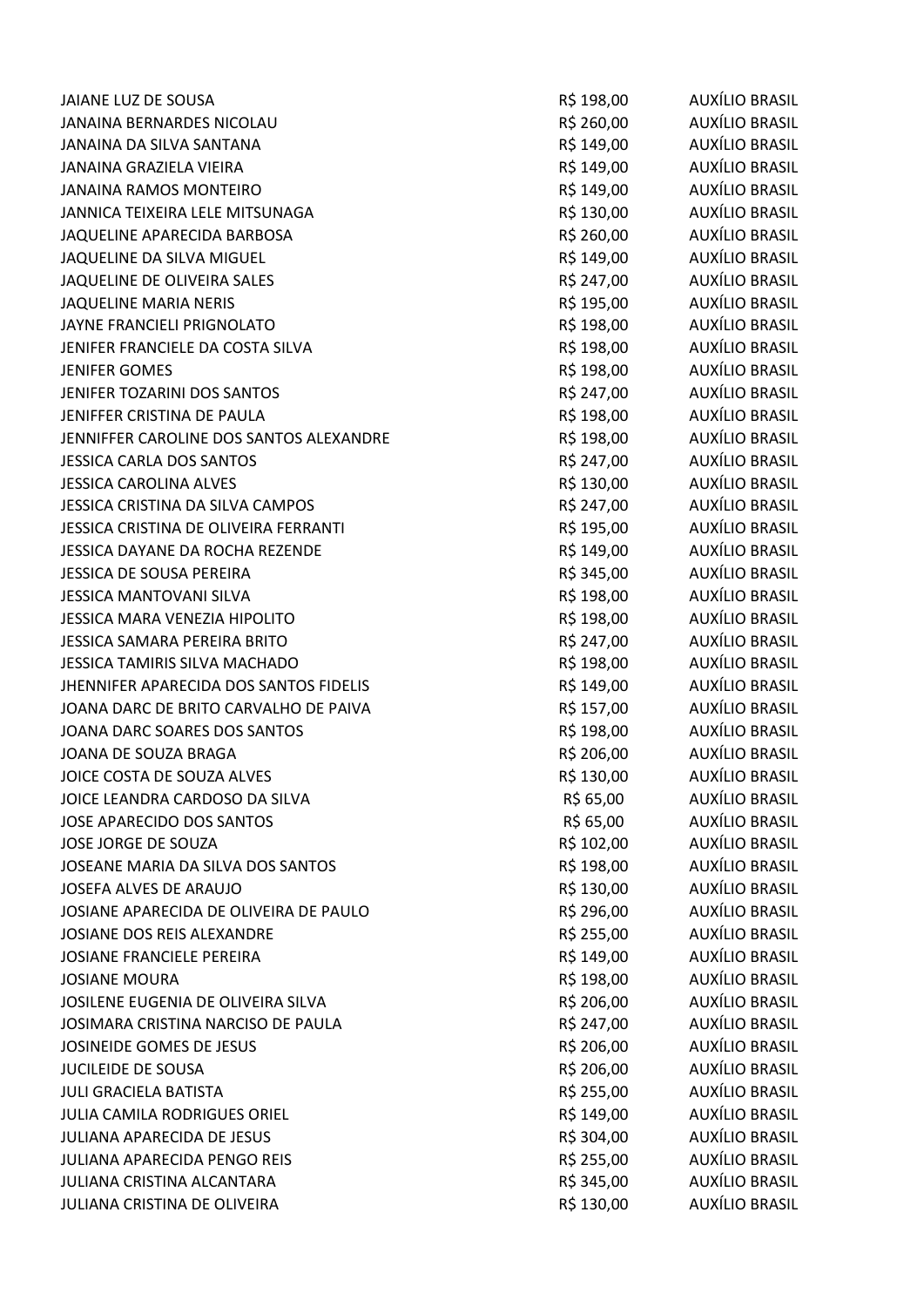| | | |
|---|---|---|
| JAIANE LUZ DE SOUSA | R$ 198,00 | AUXÍLIO BRASIL |
| JANAINA BERNARDES NICOLAU | R$ 260,00 | AUXÍLIO BRASIL |
| JANAINA DA SILVA SANTANA | R$ 149,00 | AUXÍLIO BRASIL |
| JANAINA GRAZIELA VIEIRA | R$ 149,00 | AUXÍLIO BRASIL |
| JANAINA RAMOS MONTEIRO | R$ 149,00 | AUXÍLIO BRASIL |
| JANNICA TEIXEIRA LELE MITSUNAGA | R$ 130,00 | AUXÍLIO BRASIL |
| JAQUELINE APARECIDA BARBOSA | R$ 260,00 | AUXÍLIO BRASIL |
| JAQUELINE DA SILVA MIGUEL | R$ 149,00 | AUXÍLIO BRASIL |
| JAQUELINE DE OLIVEIRA SALES | R$ 247,00 | AUXÍLIO BRASIL |
| JAQUELINE MARIA NERIS | R$ 195,00 | AUXÍLIO BRASIL |
| JAYNE FRANCIELI PRIGNOLATO | R$ 198,00 | AUXÍLIO BRASIL |
| JENIFER FRANCIELE DA COSTA SILVA | R$ 198,00 | AUXÍLIO BRASIL |
| JENIFER GOMES | R$ 198,00 | AUXÍLIO BRASIL |
| JENIFER TOZARINI DOS SANTOS | R$ 247,00 | AUXÍLIO BRASIL |
| JENIFFER CRISTINA DE PAULA | R$ 198,00 | AUXÍLIO BRASIL |
| JENNIFFER CAROLINE DOS SANTOS ALEXANDRE | R$ 198,00 | AUXÍLIO BRASIL |
| JESSICA CARLA DOS SANTOS | R$ 247,00 | AUXÍLIO BRASIL |
| JESSICA CAROLINA ALVES | R$ 130,00 | AUXÍLIO BRASIL |
| JESSICA CRISTINA DA SILVA CAMPOS | R$ 247,00 | AUXÍLIO BRASIL |
| JESSICA CRISTINA DE OLIVEIRA FERRANTI | R$ 195,00 | AUXÍLIO BRASIL |
| JESSICA DAYANE DA ROCHA REZENDE | R$ 149,00 | AUXÍLIO BRASIL |
| JESSICA DE SOUSA PEREIRA | R$ 345,00 | AUXÍLIO BRASIL |
| JESSICA MANTOVANI SILVA | R$ 198,00 | AUXÍLIO BRASIL |
| JESSICA MARA VENEZIA HIPOLITO | R$ 198,00 | AUXÍLIO BRASIL |
| JESSICA SAMARA PEREIRA BRITO | R$ 247,00 | AUXÍLIO BRASIL |
| JESSICA TAMIRIS SILVA MACHADO | R$ 198,00 | AUXÍLIO BRASIL |
| JHENNIFER APARECIDA DOS SANTOS FIDELIS | R$ 149,00 | AUXÍLIO BRASIL |
| JOANA DARC DE BRITO CARVALHO DE PAIVA | R$ 157,00 | AUXÍLIO BRASIL |
| JOANA DARC SOARES DOS SANTOS | R$ 198,00 | AUXÍLIO BRASIL |
| JOANA DE SOUZA BRAGA | R$ 206,00 | AUXÍLIO BRASIL |
| JOICE COSTA DE SOUZA ALVES | R$ 130,00 | AUXÍLIO BRASIL |
| JOICE LEANDRA CARDOSO DA SILVA | R$ 65,00 | AUXÍLIO BRASIL |
| JOSE APARECIDO DOS SANTOS | R$ 65,00 | AUXÍLIO BRASIL |
| JOSE JORGE DE SOUZA | R$ 102,00 | AUXÍLIO BRASIL |
| JOSEANE MARIA DA SILVA DOS SANTOS | R$ 198,00 | AUXÍLIO BRASIL |
| JOSEFA ALVES DE ARAUJO | R$ 130,00 | AUXÍLIO BRASIL |
| JOSIANE APARECIDA DE OLIVEIRA DE PAULO | R$ 296,00 | AUXÍLIO BRASIL |
| JOSIANE DOS REIS ALEXANDRE | R$ 255,00 | AUXÍLIO BRASIL |
| JOSIANE FRANCIELE PEREIRA | R$ 149,00 | AUXÍLIO BRASIL |
| JOSIANE MOURA | R$ 198,00 | AUXÍLIO BRASIL |
| JOSILENE EUGENIA DE OLIVEIRA SILVA | R$ 206,00 | AUXÍLIO BRASIL |
| JOSIMARA CRISTINA NARCISO DE PAULA | R$ 247,00 | AUXÍLIO BRASIL |
| JOSINEIDE GOMES DE JESUS | R$ 206,00 | AUXÍLIO BRASIL |
| JUCILEIDE DE SOUSA | R$ 206,00 | AUXÍLIO BRASIL |
| JULI GRACIELA BATISTA | R$ 255,00 | AUXÍLIO BRASIL |
| JULIA CAMILA RODRIGUES ORIEL | R$ 149,00 | AUXÍLIO BRASIL |
| JULIANA APARECIDA DE JESUS | R$ 304,00 | AUXÍLIO BRASIL |
| JULIANA APARECIDA PENGO REIS | R$ 255,00 | AUXÍLIO BRASIL |
| JULIANA CRISTINA ALCANTARA | R$ 345,00 | AUXÍLIO BRASIL |
| JULIANA CRISTINA DE OLIVEIRA | R$ 130,00 | AUXÍLIO BRASIL |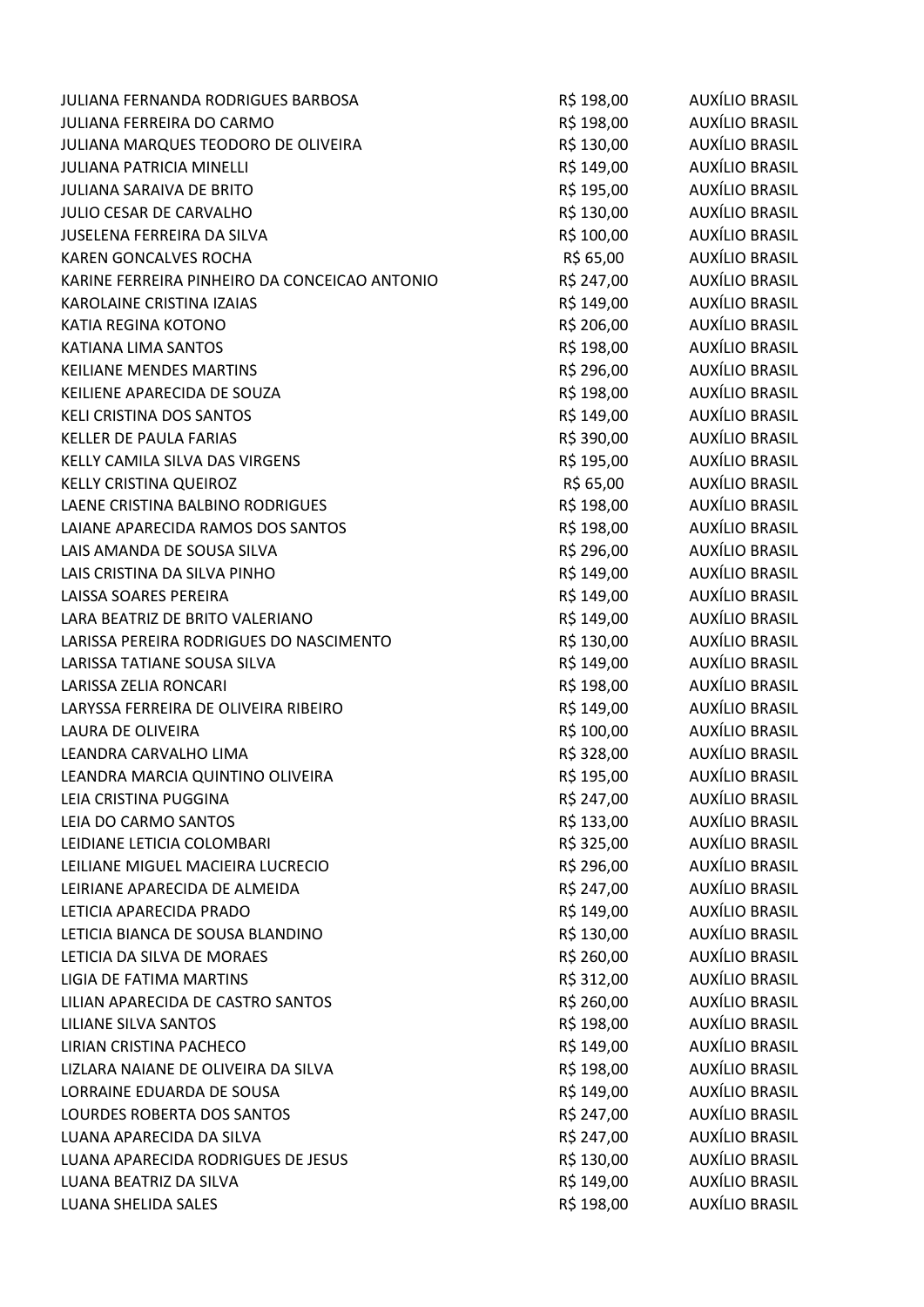| | | |
|---|---|---|
| JULIANA FERNANDA RODRIGUES BARBOSA | R$ 198,00 | AUXÍLIO BRASIL |
| JULIANA FERREIRA DO CARMO | R$ 198,00 | AUXÍLIO BRASIL |
| JULIANA MARQUES TEODORO DE OLIVEIRA | R$ 130,00 | AUXÍLIO BRASIL |
| JULIANA PATRICIA MINELLI | R$ 149,00 | AUXÍLIO BRASIL |
| JULIANA SARAIVA DE BRITO | R$ 195,00 | AUXÍLIO BRASIL |
| JULIO CESAR DE CARVALHO | R$ 130,00 | AUXÍLIO BRASIL |
| JUSELENA FERREIRA DA SILVA | R$ 100,00 | AUXÍLIO BRASIL |
| KAREN GONCALVES ROCHA | R$ 65,00 | AUXÍLIO BRASIL |
| KARINE FERREIRA PINHEIRO DA CONCEICAO ANTONIO | R$ 247,00 | AUXÍLIO BRASIL |
| KAROLAINE CRISTINA IZAIAS | R$ 149,00 | AUXÍLIO BRASIL |
| KATIA REGINA KOTONO | R$ 206,00 | AUXÍLIO BRASIL |
| KATIANA LIMA SANTOS | R$ 198,00 | AUXÍLIO BRASIL |
| KEILIANE MENDES MARTINS | R$ 296,00 | AUXÍLIO BRASIL |
| KEILIENE APARECIDA DE SOUZA | R$ 198,00 | AUXÍLIO BRASIL |
| KELI CRISTINA DOS SANTOS | R$ 149,00 | AUXÍLIO BRASIL |
| KELLER DE PAULA FARIAS | R$ 390,00 | AUXÍLIO BRASIL |
| KELLY CAMILA SILVA DAS VIRGENS | R$ 195,00 | AUXÍLIO BRASIL |
| KELLY CRISTINA QUEIROZ | R$ 65,00 | AUXÍLIO BRASIL |
| LAENE CRISTINA BALBINO RODRIGUES | R$ 198,00 | AUXÍLIO BRASIL |
| LAIANE APARECIDA RAMOS DOS SANTOS | R$ 198,00 | AUXÍLIO BRASIL |
| LAIS AMANDA DE SOUSA SILVA | R$ 296,00 | AUXÍLIO BRASIL |
| LAIS CRISTINA DA SILVA PINHO | R$ 149,00 | AUXÍLIO BRASIL |
| LAISSA SOARES PEREIRA | R$ 149,00 | AUXÍLIO BRASIL |
| LARA BEATRIZ DE BRITO VALERIANO | R$ 149,00 | AUXÍLIO BRASIL |
| LARISSA PEREIRA RODRIGUES DO NASCIMENTO | R$ 130,00 | AUXÍLIO BRASIL |
| LARISSA TATIANE SOUSA SILVA | R$ 149,00 | AUXÍLIO BRASIL |
| LARISSA ZELIA RONCARI | R$ 198,00 | AUXÍLIO BRASIL |
| LARYSSA FERREIRA DE OLIVEIRA RIBEIRO | R$ 149,00 | AUXÍLIO BRASIL |
| LAURA DE OLIVEIRA | R$ 100,00 | AUXÍLIO BRASIL |
| LEANDRA CARVALHO LIMA | R$ 328,00 | AUXÍLIO BRASIL |
| LEANDRA MARCIA QUINTINO OLIVEIRA | R$ 195,00 | AUXÍLIO BRASIL |
| LEIA CRISTINA PUGGINA | R$ 247,00 | AUXÍLIO BRASIL |
| LEIA DO CARMO SANTOS | R$ 133,00 | AUXÍLIO BRASIL |
| LEIDIANE LETICIA COLOMBARI | R$ 325,00 | AUXÍLIO BRASIL |
| LEILIANE MIGUEL MACIEIRA LUCRECIO | R$ 296,00 | AUXÍLIO BRASIL |
| LEIRIANE APARECIDA DE ALMEIDA | R$ 247,00 | AUXÍLIO BRASIL |
| LETICIA APARECIDA PRADO | R$ 149,00 | AUXÍLIO BRASIL |
| LETICIA BIANCA DE SOUSA BLANDINO | R$ 130,00 | AUXÍLIO BRASIL |
| LETICIA DA SILVA DE MORAES | R$ 260,00 | AUXÍLIO BRASIL |
| LIGIA DE FATIMA MARTINS | R$ 312,00 | AUXÍLIO BRASIL |
| LILIAN APARECIDA DE CASTRO SANTOS | R$ 260,00 | AUXÍLIO BRASIL |
| LILIANE SILVA SANTOS | R$ 198,00 | AUXÍLIO BRASIL |
| LIRIAN CRISTINA PACHECO | R$ 149,00 | AUXÍLIO BRASIL |
| LIZLARA NAIANE DE OLIVEIRA DA SILVA | R$ 198,00 | AUXÍLIO BRASIL |
| LORRAINE EDUARDA DE SOUSA | R$ 149,00 | AUXÍLIO BRASIL |
| LOURDES ROBERTA DOS SANTOS | R$ 247,00 | AUXÍLIO BRASIL |
| LUANA APARECIDA DA SILVA | R$ 247,00 | AUXÍLIO BRASIL |
| LUANA APARECIDA RODRIGUES DE JESUS | R$ 130,00 | AUXÍLIO BRASIL |
| LUANA BEATRIZ DA SILVA | R$ 149,00 | AUXÍLIO BRASIL |
| LUANA SHELIDA SALES | R$ 198,00 | AUXÍLIO BRASIL |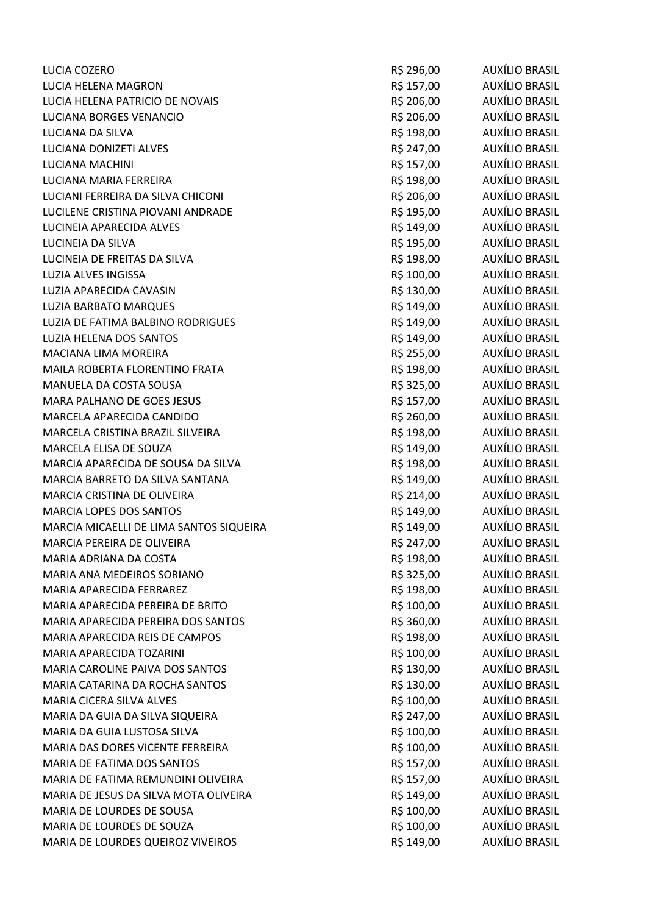| | | |
|---|---|---|
| LUCIA COZERO | R$ 296,00 | AUXÍLIO BRASIL |
| LUCIA HELENA MAGRON | R$ 157,00 | AUXÍLIO BRASIL |
| LUCIA HELENA PATRICIO DE NOVAIS | R$ 206,00 | AUXÍLIO BRASIL |
| LUCIANA BORGES VENANCIO | R$ 206,00 | AUXÍLIO BRASIL |
| LUCIANA DA SILVA | R$ 198,00 | AUXÍLIO BRASIL |
| LUCIANA DONIZETI ALVES | R$ 247,00 | AUXÍLIO BRASIL |
| LUCIANA MACHINI | R$ 157,00 | AUXÍLIO BRASIL |
| LUCIANA MARIA FERREIRA | R$ 198,00 | AUXÍLIO BRASIL |
| LUCIANI FERREIRA DA SILVA CHICONI | R$ 206,00 | AUXÍLIO BRASIL |
| LUCILENE CRISTINA PIOVANI ANDRADE | R$ 195,00 | AUXÍLIO BRASIL |
| LUCINEIA APARECIDA ALVES | R$ 149,00 | AUXÍLIO BRASIL |
| LUCINEIA DA SILVA | R$ 195,00 | AUXÍLIO BRASIL |
| LUCINEIA DE FREITAS DA SILVA | R$ 198,00 | AUXÍLIO BRASIL |
| LUZIA ALVES INGISSA | R$ 100,00 | AUXÍLIO BRASIL |
| LUZIA APARECIDA CAVASIN | R$ 130,00 | AUXÍLIO BRASIL |
| LUZIA BARBATO MARQUES | R$ 149,00 | AUXÍLIO BRASIL |
| LUZIA DE FATIMA BALBINO RODRIGUES | R$ 149,00 | AUXÍLIO BRASIL |
| LUZIA HELENA DOS SANTOS | R$ 149,00 | AUXÍLIO BRASIL |
| MACIANA LIMA MOREIRA | R$ 255,00 | AUXÍLIO BRASIL |
| MAILA ROBERTA FLORENTINO FRATA | R$ 198,00 | AUXÍLIO BRASIL |
| MANUELA DA COSTA SOUSA | R$ 325,00 | AUXÍLIO BRASIL |
| MARA PALHANO DE GOES JESUS | R$ 157,00 | AUXÍLIO BRASIL |
| MARCELA APARECIDA CANDIDO | R$ 260,00 | AUXÍLIO BRASIL |
| MARCELA CRISTINA BRAZIL SILVEIRA | R$ 198,00 | AUXÍLIO BRASIL |
| MARCELA ELISA DE SOUZA | R$ 149,00 | AUXÍLIO BRASIL |
| MARCIA APARECIDA DE SOUSA DA SILVA | R$ 198,00 | AUXÍLIO BRASIL |
| MARCIA BARRETO DA SILVA SANTANA | R$ 149,00 | AUXÍLIO BRASIL |
| MARCIA CRISTINA DE OLIVEIRA | R$ 214,00 | AUXÍLIO BRASIL |
| MARCIA LOPES DOS SANTOS | R$ 149,00 | AUXÍLIO BRASIL |
| MARCIA MICAELLI DE LIMA SANTOS SIQUEIRA | R$ 149,00 | AUXÍLIO BRASIL |
| MARCIA PEREIRA DE OLIVEIRA | R$ 247,00 | AUXÍLIO BRASIL |
| MARIA ADRIANA DA COSTA | R$ 198,00 | AUXÍLIO BRASIL |
| MARIA ANA MEDEIROS SORIANO | R$ 325,00 | AUXÍLIO BRASIL |
| MARIA APARECIDA FERRAREZ | R$ 198,00 | AUXÍLIO BRASIL |
| MARIA APARECIDA PEREIRA DE BRITO | R$ 100,00 | AUXÍLIO BRASIL |
| MARIA APARECIDA PEREIRA DOS SANTOS | R$ 360,00 | AUXÍLIO BRASIL |
| MARIA APARECIDA REIS DE CAMPOS | R$ 198,00 | AUXÍLIO BRASIL |
| MARIA APARECIDA TOZARINI | R$ 100,00 | AUXÍLIO BRASIL |
| MARIA CAROLINE PAIVA DOS SANTOS | R$ 130,00 | AUXÍLIO BRASIL |
| MARIA CATARINA DA ROCHA SANTOS | R$ 130,00 | AUXÍLIO BRASIL |
| MARIA CICERA SILVA ALVES | R$ 100,00 | AUXÍLIO BRASIL |
| MARIA DA GUIA DA SILVA SIQUEIRA | R$ 247,00 | AUXÍLIO BRASIL |
| MARIA DA GUIA LUSTOSA SILVA | R$ 100,00 | AUXÍLIO BRASIL |
| MARIA DAS DORES VICENTE FERREIRA | R$ 100,00 | AUXÍLIO BRASIL |
| MARIA DE FATIMA DOS SANTOS | R$ 157,00 | AUXÍLIO BRASIL |
| MARIA DE FATIMA REMUNDINI OLIVEIRA | R$ 157,00 | AUXÍLIO BRASIL |
| MARIA DE JESUS DA SILVA MOTA OLIVEIRA | R$ 149,00 | AUXÍLIO BRASIL |
| MARIA DE LOURDES DE SOUSA | R$ 100,00 | AUXÍLIO BRASIL |
| MARIA DE LOURDES DE SOUZA | R$ 100,00 | AUXÍLIO BRASIL |
| MARIA DE LOURDES QUEIROZ VIVEIROS | R$ 149,00 | AUXÍLIO BRASIL |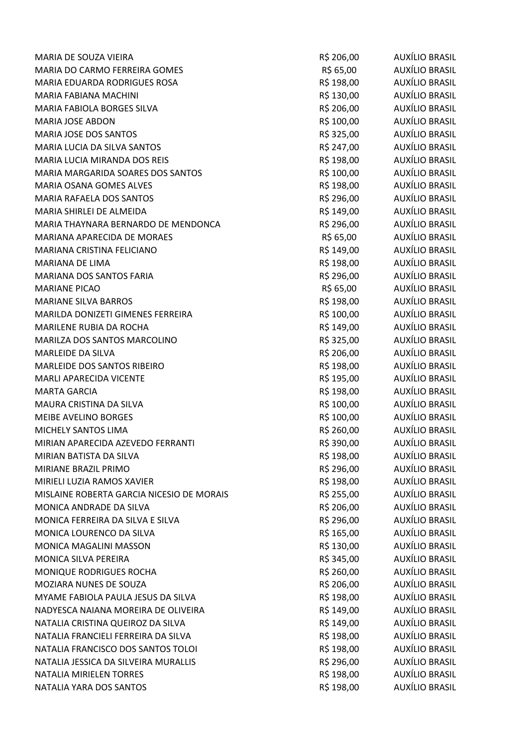| | | |
|---|---|---|
| MARIA DE SOUZA VIEIRA | R$ 206,00 | AUXÍLIO BRASIL |
| MARIA DO CARMO FERREIRA GOMES | R$ 65,00 | AUXÍLIO BRASIL |
| MARIA EDUARDA RODRIGUES ROSA | R$ 198,00 | AUXÍLIO BRASIL |
| MARIA FABIANA MACHINI | R$ 130,00 | AUXÍLIO BRASIL |
| MARIA FABIOLA BORGES SILVA | R$ 206,00 | AUXÍLIO BRASIL |
| MARIA JOSE ABDON | R$ 100,00 | AUXÍLIO BRASIL |
| MARIA JOSE DOS SANTOS | R$ 325,00 | AUXÍLIO BRASIL |
| MARIA LUCIA DA SILVA SANTOS | R$ 247,00 | AUXÍLIO BRASIL |
| MARIA LUCIA MIRANDA DOS REIS | R$ 198,00 | AUXÍLIO BRASIL |
| MARIA MARGARIDA SOARES DOS SANTOS | R$ 100,00 | AUXÍLIO BRASIL |
| MARIA OSANA GOMES ALVES | R$ 198,00 | AUXÍLIO BRASIL |
| MARIA RAFAELA DOS SANTOS | R$ 296,00 | AUXÍLIO BRASIL |
| MARIA SHIRLEI DE ALMEIDA | R$ 149,00 | AUXÍLIO BRASIL |
| MARIA THAYNARA BERNARDO DE MENDONCA | R$ 296,00 | AUXÍLIO BRASIL |
| MARIANA APARECIDA DE MORAES | R$ 65,00 | AUXÍLIO BRASIL |
| MARIANA CRISTINA FELICIANO | R$ 149,00 | AUXÍLIO BRASIL |
| MARIANA DE LIMA | R$ 198,00 | AUXÍLIO BRASIL |
| MARIANA DOS SANTOS FARIA | R$ 296,00 | AUXÍLIO BRASIL |
| MARIANE PICAO | R$ 65,00 | AUXÍLIO BRASIL |
| MARIANE SILVA BARROS | R$ 198,00 | AUXÍLIO BRASIL |
| MARILDA DONIZETI GIMENES FERREIRA | R$ 100,00 | AUXÍLIO BRASIL |
| MARILENE RUBIA DA ROCHA | R$ 149,00 | AUXÍLIO BRASIL |
| MARILZA DOS SANTOS MARCOLINO | R$ 325,00 | AUXÍLIO BRASIL |
| MARLEIDE DA SILVA | R$ 206,00 | AUXÍLIO BRASIL |
| MARLEIDE DOS SANTOS RIBEIRO | R$ 198,00 | AUXÍLIO BRASIL |
| MARLI APARECIDA VICENTE | R$ 195,00 | AUXÍLIO BRASIL |
| MARTA GARCIA | R$ 198,00 | AUXÍLIO BRASIL |
| MAURA CRISTINA DA SILVA | R$ 100,00 | AUXÍLIO BRASIL |
| MEIBE AVELINO BORGES | R$ 100,00 | AUXÍLIO BRASIL |
| MICHELY SANTOS LIMA | R$ 260,00 | AUXÍLIO BRASIL |
| MIRIAN APARECIDA AZEVEDO FERRANTI | R$ 390,00 | AUXÍLIO BRASIL |
| MIRIAN BATISTA DA SILVA | R$ 198,00 | AUXÍLIO BRASIL |
| MIRIANE BRAZIL PRIMO | R$ 296,00 | AUXÍLIO BRASIL |
| MIRIELI LUZIA RAMOS XAVIER | R$ 198,00 | AUXÍLIO BRASIL |
| MISLAINE ROBERTA GARCIA NICESIO DE MORAIS | R$ 255,00 | AUXÍLIO BRASIL |
| MONICA ANDRADE DA SILVA | R$ 206,00 | AUXÍLIO BRASIL |
| MONICA FERREIRA DA SILVA E SILVA | R$ 296,00 | AUXÍLIO BRASIL |
| MONICA LOURENCO DA SILVA | R$ 165,00 | AUXÍLIO BRASIL |
| MONICA MAGALINI MASSON | R$ 130,00 | AUXÍLIO BRASIL |
| MONICA SILVA PEREIRA | R$ 345,00 | AUXÍLIO BRASIL |
| MONIQUE RODRIGUES ROCHA | R$ 260,00 | AUXÍLIO BRASIL |
| MOZIARA NUNES DE SOUZA | R$ 206,00 | AUXÍLIO BRASIL |
| MYAME FABIOLA PAULA JESUS DA SILVA | R$ 198,00 | AUXÍLIO BRASIL |
| NADYESCA NAIANA MOREIRA DE OLIVEIRA | R$ 149,00 | AUXÍLIO BRASIL |
| NATALIA CRISTINA QUEIROZ DA SILVA | R$ 149,00 | AUXÍLIO BRASIL |
| NATALIA FRANCIELI FERREIRA DA SILVA | R$ 198,00 | AUXÍLIO BRASIL |
| NATALIA FRANCISCO DOS SANTOS TOLOI | R$ 198,00 | AUXÍLIO BRASIL |
| NATALIA JESSICA DA SILVEIRA MURALLIS | R$ 296,00 | AUXÍLIO BRASIL |
| NATALIA MIRIELEN TORRES | R$ 198,00 | AUXÍLIO BRASIL |
| NATALIA YARA DOS SANTOS | R$ 198,00 | AUXÍLIO BRASIL |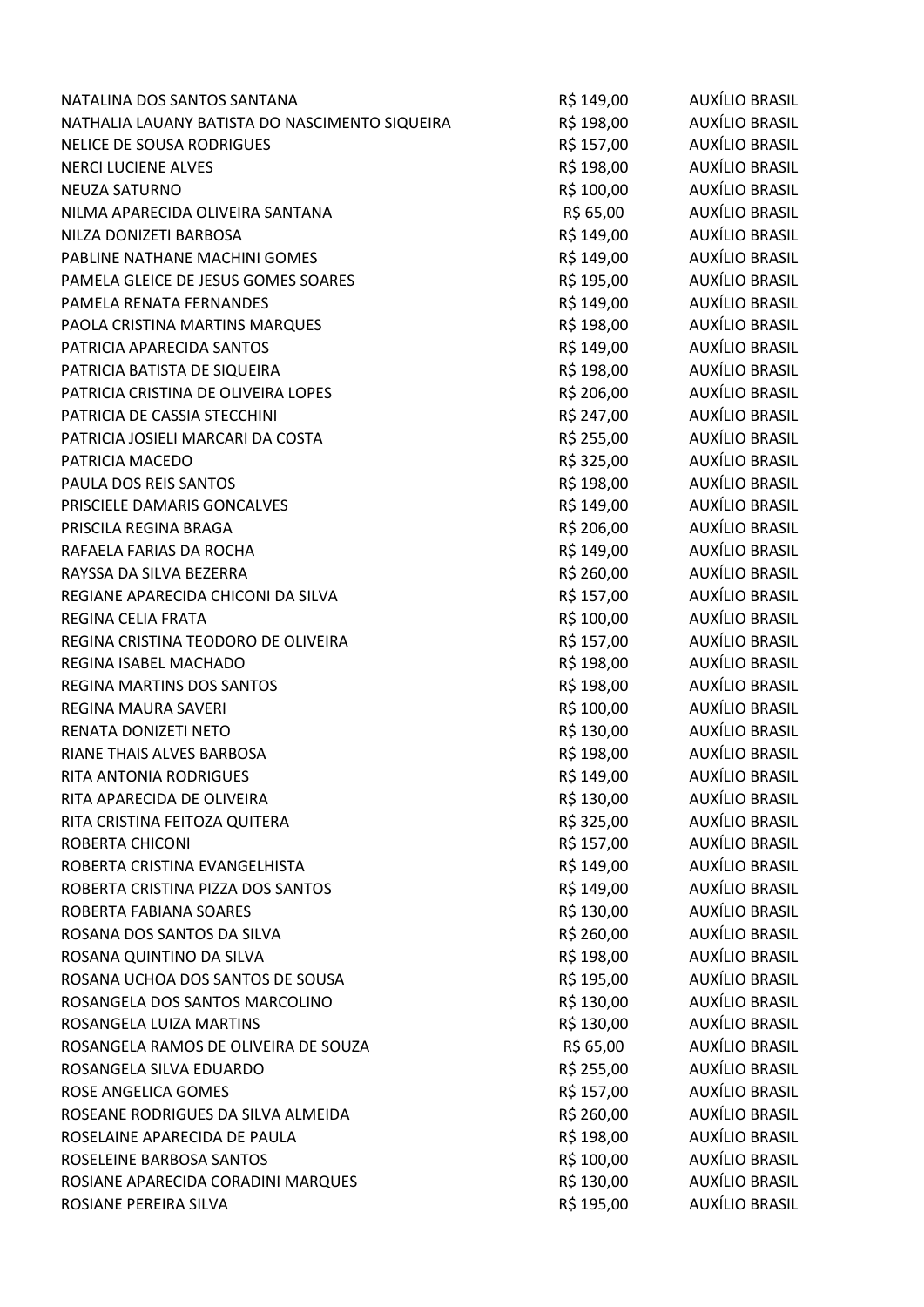| | | |
|---|---|---|
| NATALINA DOS SANTOS SANTANA | R$ 149,00 | AUXÍLIO BRASIL |
| NATHALIA LAUANY BATISTA DO NASCIMENTO SIQUEIRA | R$ 198,00 | AUXÍLIO BRASIL |
| NELICE DE SOUSA RODRIGUES | R$ 157,00 | AUXÍLIO BRASIL |
| NERCI LUCIENE ALVES | R$ 198,00 | AUXÍLIO BRASIL |
| NEUZA SATURNO | R$ 100,00 | AUXÍLIO BRASIL |
| NILMA APARECIDA OLIVEIRA SANTANA | R$ 65,00 | AUXÍLIO BRASIL |
| NILZA DONIZETI BARBOSA | R$ 149,00 | AUXÍLIO BRASIL |
| PABLINE NATHANE MACHINI GOMES | R$ 149,00 | AUXÍLIO BRASIL |
| PAMELA GLEICE DE JESUS GOMES SOARES | R$ 195,00 | AUXÍLIO BRASIL |
| PAMELA RENATA FERNANDES | R$ 149,00 | AUXÍLIO BRASIL |
| PAOLA CRISTINA MARTINS MARQUES | R$ 198,00 | AUXÍLIO BRASIL |
| PATRICIA APARECIDA SANTOS | R$ 149,00 | AUXÍLIO BRASIL |
| PATRICIA BATISTA DE SIQUEIRA | R$ 198,00 | AUXÍLIO BRASIL |
| PATRICIA CRISTINA DE OLIVEIRA LOPES | R$ 206,00 | AUXÍLIO BRASIL |
| PATRICIA DE CASSIA STECCHINI | R$ 247,00 | AUXÍLIO BRASIL |
| PATRICIA JOSIELI MARCARI DA COSTA | R$ 255,00 | AUXÍLIO BRASIL |
| PATRICIA MACEDO | R$ 325,00 | AUXÍLIO BRASIL |
| PAULA DOS REIS SANTOS | R$ 198,00 | AUXÍLIO BRASIL |
| PRISCIELE DAMARIS GONCALVES | R$ 149,00 | AUXÍLIO BRASIL |
| PRISCILA REGINA BRAGA | R$ 206,00 | AUXÍLIO BRASIL |
| RAFAELA FARIAS DA ROCHA | R$ 149,00 | AUXÍLIO BRASIL |
| RAYSSA DA SILVA BEZERRA | R$ 260,00 | AUXÍLIO BRASIL |
| REGIANE APARECIDA CHICONI DA SILVA | R$ 157,00 | AUXÍLIO BRASIL |
| REGINA CELIA FRATA | R$ 100,00 | AUXÍLIO BRASIL |
| REGINA CRISTINA TEODORO DE OLIVEIRA | R$ 157,00 | AUXÍLIO BRASIL |
| REGINA ISABEL MACHADO | R$ 198,00 | AUXÍLIO BRASIL |
| REGINA MARTINS DOS SANTOS | R$ 198,00 | AUXÍLIO BRASIL |
| REGINA MAURA SAVERI | R$ 100,00 | AUXÍLIO BRASIL |
| RENATA DONIZETI NETO | R$ 130,00 | AUXÍLIO BRASIL |
| RIANE THAIS ALVES BARBOSA | R$ 198,00 | AUXÍLIO BRASIL |
| RITA ANTONIA RODRIGUES | R$ 149,00 | AUXÍLIO BRASIL |
| RITA APARECIDA DE OLIVEIRA | R$ 130,00 | AUXÍLIO BRASIL |
| RITA CRISTINA FEITOZA QUITERA | R$ 325,00 | AUXÍLIO BRASIL |
| ROBERTA CHICONI | R$ 157,00 | AUXÍLIO BRASIL |
| ROBERTA CRISTINA EVANGELHISTA | R$ 149,00 | AUXÍLIO BRASIL |
| ROBERTA CRISTINA PIZZA DOS SANTOS | R$ 149,00 | AUXÍLIO BRASIL |
| ROBERTA FABIANA SOARES | R$ 130,00 | AUXÍLIO BRASIL |
| ROSANA DOS SANTOS DA SILVA | R$ 260,00 | AUXÍLIO BRASIL |
| ROSANA QUINTINO DA SILVA | R$ 198,00 | AUXÍLIO BRASIL |
| ROSANA UCHOA DOS SANTOS DE SOUSA | R$ 195,00 | AUXÍLIO BRASIL |
| ROSANGELA DOS SANTOS MARCOLINO | R$ 130,00 | AUXÍLIO BRASIL |
| ROSANGELA LUIZA MARTINS | R$ 130,00 | AUXÍLIO BRASIL |
| ROSANGELA RAMOS DE OLIVEIRA DE SOUZA | R$ 65,00 | AUXÍLIO BRASIL |
| ROSANGELA SILVA EDUARDO | R$ 255,00 | AUXÍLIO BRASIL |
| ROSE ANGELICA GOMES | R$ 157,00 | AUXÍLIO BRASIL |
| ROSEANE RODRIGUES DA SILVA ALMEIDA | R$ 260,00 | AUXÍLIO BRASIL |
| ROSELAINE APARECIDA DE PAULA | R$ 198,00 | AUXÍLIO BRASIL |
| ROSELEINE BARBOSA SANTOS | R$ 100,00 | AUXÍLIO BRASIL |
| ROSIANE APARECIDA CORADINI MARQUES | R$ 130,00 | AUXÍLIO BRASIL |
| ROSIANE PEREIRA SILVA | R$ 195,00 | AUXÍLIO BRASIL |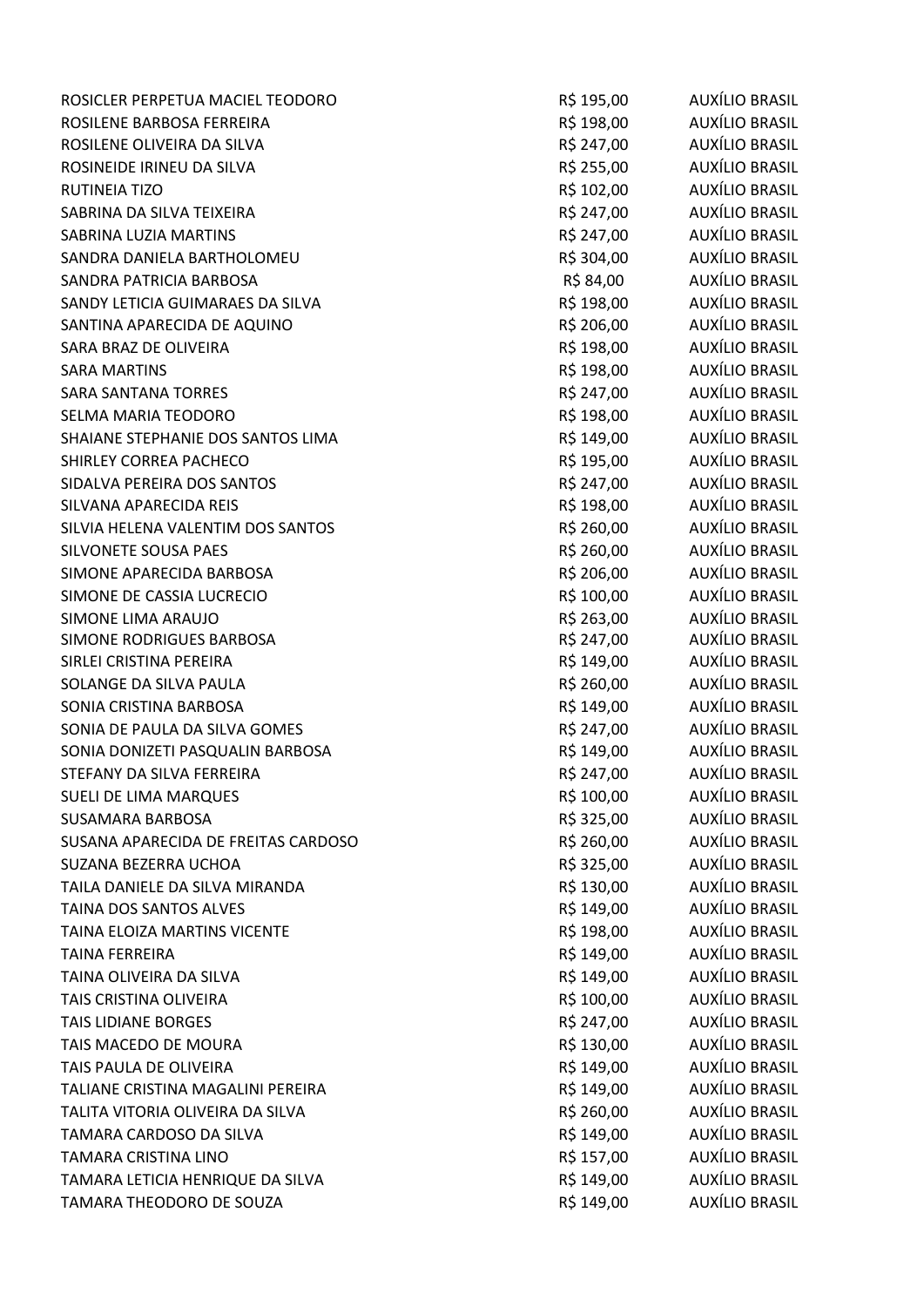| | | |
|---|---|---|
| ROSICLER PERPETUA MACIEL TEODORO | R$ 195,00 | AUXÍLIO BRASIL |
| ROSILENE BARBOSA FERREIRA | R$ 198,00 | AUXÍLIO BRASIL |
| ROSILENE OLIVEIRA DA SILVA | R$ 247,00 | AUXÍLIO BRASIL |
| ROSINEIDE IRINEU DA SILVA | R$ 255,00 | AUXÍLIO BRASIL |
| RUTINEIA TIZO | R$ 102,00 | AUXÍLIO BRASIL |
| SABRINA DA SILVA TEIXEIRA | R$ 247,00 | AUXÍLIO BRASIL |
| SABRINA LUZIA MARTINS | R$ 247,00 | AUXÍLIO BRASIL |
| SANDRA DANIELA BARTHOLOMEU | R$ 304,00 | AUXÍLIO BRASIL |
| SANDRA PATRICIA BARBOSA | R$ 84,00 | AUXÍLIO BRASIL |
| SANDY LETICIA GUIMARAES DA SILVA | R$ 198,00 | AUXÍLIO BRASIL |
| SANTINA APARECIDA DE AQUINO | R$ 206,00 | AUXÍLIO BRASIL |
| SARA BRAZ DE OLIVEIRA | R$ 198,00 | AUXÍLIO BRASIL |
| SARA MARTINS | R$ 198,00 | AUXÍLIO BRASIL |
| SARA SANTANA TORRES | R$ 247,00 | AUXÍLIO BRASIL |
| SELMA MARIA TEODORO | R$ 198,00 | AUXÍLIO BRASIL |
| SHAIANE STEPHANIE DOS SANTOS LIMA | R$ 149,00 | AUXÍLIO BRASIL |
| SHIRLEY CORREA PACHECO | R$ 195,00 | AUXÍLIO BRASIL |
| SIDALVA PEREIRA DOS SANTOS | R$ 247,00 | AUXÍLIO BRASIL |
| SILVANA APARECIDA REIS | R$ 198,00 | AUXÍLIO BRASIL |
| SILVIA HELENA VALENTIM DOS SANTOS | R$ 260,00 | AUXÍLIO BRASIL |
| SILVONETE SOUSA PAES | R$ 260,00 | AUXÍLIO BRASIL |
| SIMONE APARECIDA BARBOSA | R$ 206,00 | AUXÍLIO BRASIL |
| SIMONE DE CASSIA LUCRECIO | R$ 100,00 | AUXÍLIO BRASIL |
| SIMONE LIMA ARAUJO | R$ 263,00 | AUXÍLIO BRASIL |
| SIMONE RODRIGUES BARBOSA | R$ 247,00 | AUXÍLIO BRASIL |
| SIRLEI CRISTINA PEREIRA | R$ 149,00 | AUXÍLIO BRASIL |
| SOLANGE DA SILVA PAULA | R$ 260,00 | AUXÍLIO BRASIL |
| SONIA CRISTINA BARBOSA | R$ 149,00 | AUXÍLIO BRASIL |
| SONIA DE PAULA DA SILVA GOMES | R$ 247,00 | AUXÍLIO BRASIL |
| SONIA DONIZETI PASQUALIN BARBOSA | R$ 149,00 | AUXÍLIO BRASIL |
| STEFANY DA SILVA FERREIRA | R$ 247,00 | AUXÍLIO BRASIL |
| SUELI DE LIMA MARQUES | R$ 100,00 | AUXÍLIO BRASIL |
| SUSAMARA BARBOSA | R$ 325,00 | AUXÍLIO BRASIL |
| SUSANA APARECIDA DE FREITAS CARDOSO | R$ 260,00 | AUXÍLIO BRASIL |
| SUZANA BEZERRA UCHOA | R$ 325,00 | AUXÍLIO BRASIL |
| TAILA DANIELE DA SILVA MIRANDA | R$ 130,00 | AUXÍLIO BRASIL |
| TAINA DOS SANTOS ALVES | R$ 149,00 | AUXÍLIO BRASIL |
| TAINA ELOIZA MARTINS VICENTE | R$ 198,00 | AUXÍLIO BRASIL |
| TAINA FERREIRA | R$ 149,00 | AUXÍLIO BRASIL |
| TAINA OLIVEIRA DA SILVA | R$ 149,00 | AUXÍLIO BRASIL |
| TAIS CRISTINA OLIVEIRA | R$ 100,00 | AUXÍLIO BRASIL |
| TAIS LIDIANE BORGES | R$ 247,00 | AUXÍLIO BRASIL |
| TAIS MACEDO DE MOURA | R$ 130,00 | AUXÍLIO BRASIL |
| TAIS PAULA DE OLIVEIRA | R$ 149,00 | AUXÍLIO BRASIL |
| TALIANE CRISTINA MAGALINI PEREIRA | R$ 149,00 | AUXÍLIO BRASIL |
| TALITA VITORIA OLIVEIRA DA SILVA | R$ 260,00 | AUXÍLIO BRASIL |
| TAMARA CARDOSO DA SILVA | R$ 149,00 | AUXÍLIO BRASIL |
| TAMARA CRISTINA LINO | R$ 157,00 | AUXÍLIO BRASIL |
| TAMARA LETICIA HENRIQUE DA SILVA | R$ 149,00 | AUXÍLIO BRASIL |
| TAMARA THEODORO DE SOUZA | R$ 149,00 | AUXÍLIO BRASIL |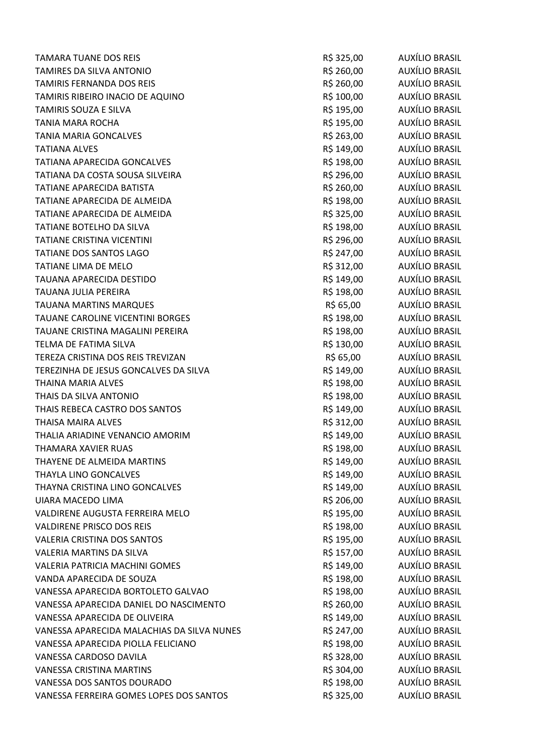| | | |
|---|---|---|
| TAMARA TUANE DOS REIS | R$ 325,00 | AUXÍLIO BRASIL |
| TAMIRES DA SILVA ANTONIO | R$ 260,00 | AUXÍLIO BRASIL |
| TAMIRIS FERNANDA DOS REIS | R$ 260,00 | AUXÍLIO BRASIL |
| TAMIRIS RIBEIRO INACIO DE AQUINO | R$ 100,00 | AUXÍLIO BRASIL |
| TAMIRIS SOUZA E SILVA | R$ 195,00 | AUXÍLIO BRASIL |
| TANIA MARA ROCHA | R$ 195,00 | AUXÍLIO BRASIL |
| TANIA MARIA GONCALVES | R$ 263,00 | AUXÍLIO BRASIL |
| TATIANA ALVES | R$ 149,00 | AUXÍLIO BRASIL |
| TATIANA APARECIDA GONCALVES | R$ 198,00 | AUXÍLIO BRASIL |
| TATIANA DA COSTA SOUSA SILVEIRA | R$ 296,00 | AUXÍLIO BRASIL |
| TATIANE APARECIDA BATISTA | R$ 260,00 | AUXÍLIO BRASIL |
| TATIANE APARECIDA DE ALMEIDA | R$ 198,00 | AUXÍLIO BRASIL |
| TATIANE APARECIDA DE ALMEIDA | R$ 325,00 | AUXÍLIO BRASIL |
| TATIANE BOTELHO DA SILVA | R$ 198,00 | AUXÍLIO BRASIL |
| TATIANE CRISTINA VICENTINI | R$ 296,00 | AUXÍLIO BRASIL |
| TATIANE DOS SANTOS LAGO | R$ 247,00 | AUXÍLIO BRASIL |
| TATIANE LIMA DE MELO | R$ 312,00 | AUXÍLIO BRASIL |
| TAUANA APARECIDA DESTIDO | R$ 149,00 | AUXÍLIO BRASIL |
| TAUANA JULIA PEREIRA | R$ 198,00 | AUXÍLIO BRASIL |
| TAUANA MARTINS MARQUES | R$ 65,00 | AUXÍLIO BRASIL |
| TAUANE CAROLINE VICENTINI BORGES | R$ 198,00 | AUXÍLIO BRASIL |
| TAUANE CRISTINA MAGALINI PEREIRA | R$ 198,00 | AUXÍLIO BRASIL |
| TELMA DE FATIMA SILVA | R$ 130,00 | AUXÍLIO BRASIL |
| TEREZA CRISTINA DOS REIS TREVIZAN | R$ 65,00 | AUXÍLIO BRASIL |
| TEREZINHA DE JESUS GONCALVES DA SILVA | R$ 149,00 | AUXÍLIO BRASIL |
| THAINA MARIA ALVES | R$ 198,00 | AUXÍLIO BRASIL |
| THAIS DA SILVA ANTONIO | R$ 198,00 | AUXÍLIO BRASIL |
| THAIS REBECA CASTRO DOS SANTOS | R$ 149,00 | AUXÍLIO BRASIL |
| THAISA MAIRA ALVES | R$ 312,00 | AUXÍLIO BRASIL |
| THALIA ARIADINE VENANCIO AMORIM | R$ 149,00 | AUXÍLIO BRASIL |
| THAMARA XAVIER RUAS | R$ 198,00 | AUXÍLIO BRASIL |
| THAYENE DE ALMEIDA MARTINS | R$ 149,00 | AUXÍLIO BRASIL |
| THAYLA LINO GONCALVES | R$ 149,00 | AUXÍLIO BRASIL |
| THAYNA CRISTINA LINO GONCALVES | R$ 149,00 | AUXÍLIO BRASIL |
| UIARA MACEDO LIMA | R$ 206,00 | AUXÍLIO BRASIL |
| VALDIRENE AUGUSTA FERREIRA MELO | R$ 195,00 | AUXÍLIO BRASIL |
| VALDIRENE PRISCO DOS REIS | R$ 198,00 | AUXÍLIO BRASIL |
| VALERIA CRISTINA DOS SANTOS | R$ 195,00 | AUXÍLIO BRASIL |
| VALERIA MARTINS DA SILVA | R$ 157,00 | AUXÍLIO BRASIL |
| VALERIA PATRICIA MACHINI GOMES | R$ 149,00 | AUXÍLIO BRASIL |
| VANDA APARECIDA DE SOUZA | R$ 198,00 | AUXÍLIO BRASIL |
| VANESSA APARECIDA BORTOLETO GALVAO | R$ 198,00 | AUXÍLIO BRASIL |
| VANESSA APARECIDA DANIEL DO NASCIMENTO | R$ 260,00 | AUXÍLIO BRASIL |
| VANESSA APARECIDA DE OLIVEIRA | R$ 149,00 | AUXÍLIO BRASIL |
| VANESSA APARECIDA MALACHIAS DA SILVA NUNES | R$ 247,00 | AUXÍLIO BRASIL |
| VANESSA APARECIDA PIOLLA FELICIANO | R$ 198,00 | AUXÍLIO BRASIL |
| VANESSA CARDOSO DAVILA | R$ 328,00 | AUXÍLIO BRASIL |
| VANESSA CRISTINA MARTINS | R$ 304,00 | AUXÍLIO BRASIL |
| VANESSA DOS SANTOS DOURADO | R$ 198,00 | AUXÍLIO BRASIL |
| VANESSA FERREIRA GOMES LOPES DOS SANTOS | R$ 325,00 | AUXÍLIO BRASIL |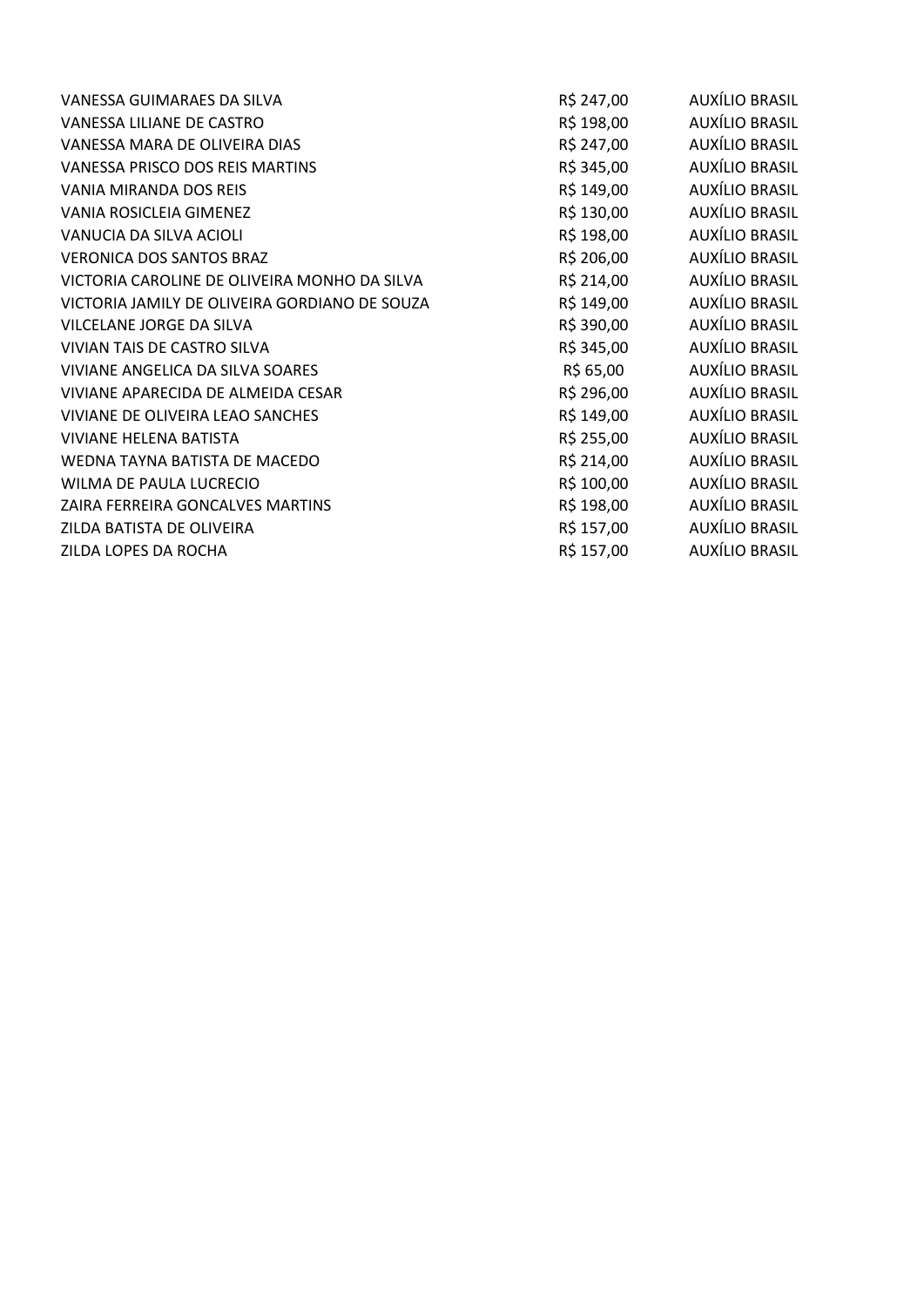| | | |
|---|---|---|
| VANESSA GUIMARAES DA SILVA | R$ 247,00 | AUXÍLIO BRASIL |
| VANESSA LILIANE DE CASTRO | R$ 198,00 | AUXÍLIO BRASIL |
| VANESSA MARA DE OLIVEIRA DIAS | R$ 247,00 | AUXÍLIO BRASIL |
| VANESSA PRISCO DOS REIS MARTINS | R$ 345,00 | AUXÍLIO BRASIL |
| VANIA MIRANDA DOS REIS | R$ 149,00 | AUXÍLIO BRASIL |
| VANIA ROSICLEIA GIMENEZ | R$ 130,00 | AUXÍLIO BRASIL |
| VANUCIA DA SILVA ACIOLI | R$ 198,00 | AUXÍLIO BRASIL |
| VERONICA DOS SANTOS BRAZ | R$ 206,00 | AUXÍLIO BRASIL |
| VICTORIA CAROLINE DE OLIVEIRA MONHO DA SILVA | R$ 214,00 | AUXÍLIO BRASIL |
| VICTORIA JAMILY DE OLIVEIRA GORDIANO DE SOUZA | R$ 149,00 | AUXÍLIO BRASIL |
| VILCELANE JORGE DA SILVA | R$ 390,00 | AUXÍLIO BRASIL |
| VIVIAN TAIS DE CASTRO SILVA | R$ 345,00 | AUXÍLIO BRASIL |
| VIVIANE ANGELICA DA SILVA SOARES | R$ 65,00 | AUXÍLIO BRASIL |
| VIVIANE APARECIDA DE ALMEIDA CESAR | R$ 296,00 | AUXÍLIO BRASIL |
| VIVIANE DE OLIVEIRA LEAO SANCHES | R$ 149,00 | AUXÍLIO BRASIL |
| VIVIANE HELENA BATISTA | R$ 255,00 | AUXÍLIO BRASIL |
| WEDNA TAYNA BATISTA DE MACEDO | R$ 214,00 | AUXÍLIO BRASIL |
| WILMA DE PAULA LUCRECIO | R$ 100,00 | AUXÍLIO BRASIL |
| ZAIRA FERREIRA GONCALVES MARTINS | R$ 198,00 | AUXÍLIO BRASIL |
| ZILDA BATISTA DE OLIVEIRA | R$ 157,00 | AUXÍLIO BRASIL |
| ZILDA LOPES DA ROCHA | R$ 157,00 | AUXÍLIO BRASIL |